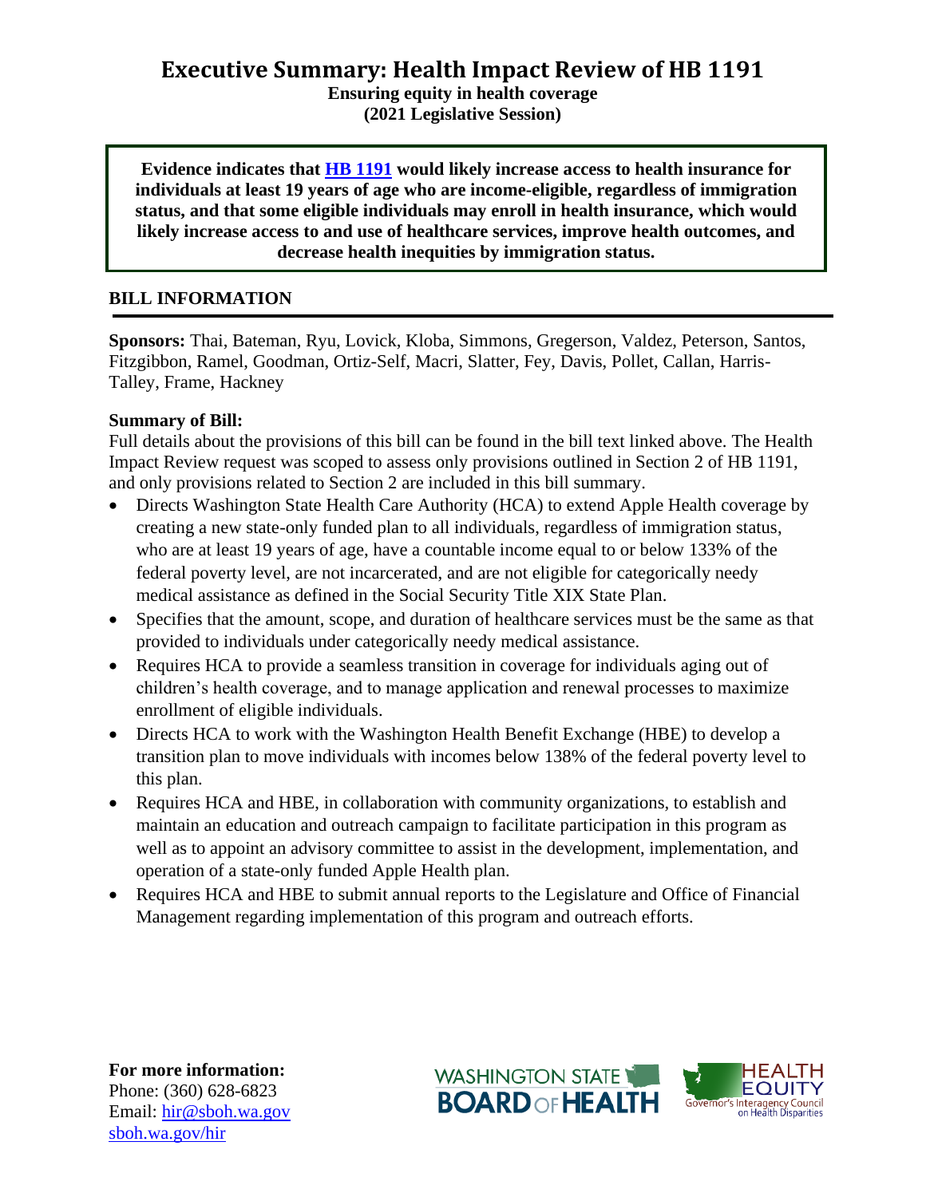# Executive Summary: Health Impact Review of HB 1191

**Ensuring equity in health coverage**
**(2021 Legislative Session)**

**Evidence indicates that [HB 1191](#) would likely increase access to health insurance for individuals at least 19 years of age who are income-eligible, regardless of immigration status, and that some eligible individuals may enroll in health insurance, which would likely increase access to and use of healthcare services, improve health outcomes, and decrease health inequities by immigration status.**

## BILL INFORMATION

**Sponsors:** Thai, Bateman, Ryu, Lovick, Kloba, Simmons, Gregerson, Valdez, Peterson, Santos, Fitzgibbon, Ramel, Goodman, Ortiz-Self, Macri, Slatter, Fey, Davis, Pollet, Callan, Harris-Talley, Frame, Hackney

**Summary of Bill:**
Full details about the provisions of this bill can be found in the bill text linked above. The Health Impact Review request was scoped to assess only provisions outlined in Section 2 of HB 1191, and only provisions related to Section 2 are included in this bill summary.

- Directs Washington State Health Care Authority (HCA) to extend Apple Health coverage by creating a new state-only funded plan to all individuals, regardless of immigration status, who are at least 19 years of age, have a countable income equal to or below 133% of the federal poverty level, are not incarcerated, and are not eligible for categorically needy medical assistance as defined in the Social Security Title XIX State Plan.
- Specifies that the amount, scope, and duration of healthcare services must be the same as that provided to individuals under categorically needy medical assistance.
- Requires HCA to provide a seamless transition in coverage for individuals aging out of children's health coverage, and to manage application and renewal processes to maximize enrollment of eligible individuals.
- Directs HCA to work with the Washington Health Benefit Exchange (HBE) to develop a transition plan to move individuals with incomes below 138% of the federal poverty level to this plan.
- Requires HCA and HBE, in collaboration with community organizations, to establish and maintain an education and outreach campaign to facilitate participation in this program as well as to appoint an advisory committee to assist in the development, implementation, and operation of a state-only funded Apple Health plan.
- Requires HCA and HBE to submit annual reports to the Legislature and Office of Financial Management regarding implementation of this program and outreach efforts.

**For more information:**
Phone: (360) 628-6823
Email: [hir@sboh.wa.gov](mailto:hir@sboh.wa.gov)
[sboh.wa.gov/hir](#)

WASHINGTON STATE BOARD OF HEALTH

HEALTH EQUITY Governor's Interagency Council on Health Disparities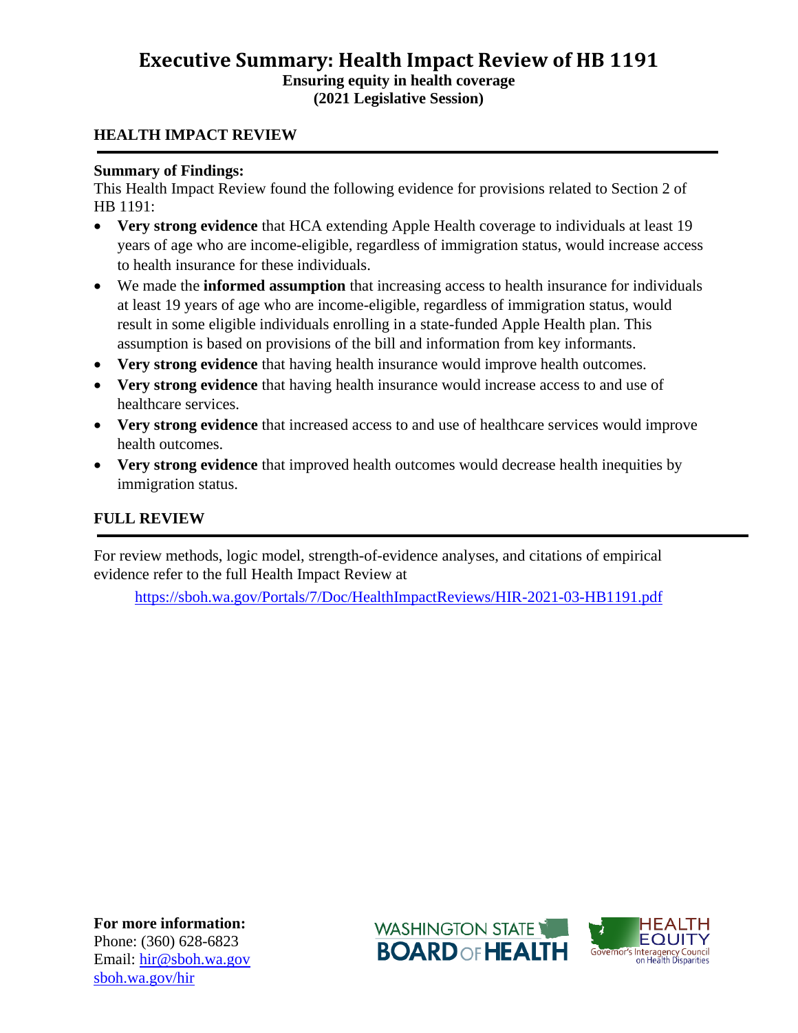# Executive Summary: Health Impact Review of HB 1191

**Ensuring equity in health coverage**
**(2021 Legislative Session)**

## HEALTH IMPACT REVIEW

**Summary of Findings:**

This Health Impact Review found the following evidence for provisions related to Section 2 of HB 1191:

- **Very strong evidence** that HCA extending Apple Health coverage to individuals at least 19 years of age who are income-eligible, regardless of immigration status, would increase access to health insurance for these individuals.
- We made the **informed assumption** that increasing access to health insurance for individuals at least 19 years of age who are income-eligible, regardless of immigration status, would result in some eligible individuals enrolling in a state-funded Apple Health plan. This assumption is based on provisions of the bill and information from key informants.
- **Very strong evidence** that having health insurance would improve health outcomes.
- **Very strong evidence** that having health insurance would increase access to and use of healthcare services.
- **Very strong evidence** that increased access to and use of healthcare services would improve health outcomes.
- **Very strong evidence** that improved health outcomes would decrease health inequities by immigration status.

## FULL REVIEW

For review methods, logic model, strength-of-evidence analyses, and citations of empirical evidence refer to the full Health Impact Review at

https://sboh.wa.gov/Portals/7/Doc/HealthImpactReviews/HIR-2021-03-HB1191.pdf

**For more information:**
Phone: (360) 628-6823
Email: hir@sboh.wa.gov
sboh.wa.gov/hir

WASHINGTON STATE BOARD OF HEALTH

HEALTH EQUITY
Governor's Interagency Council on Health Disparities